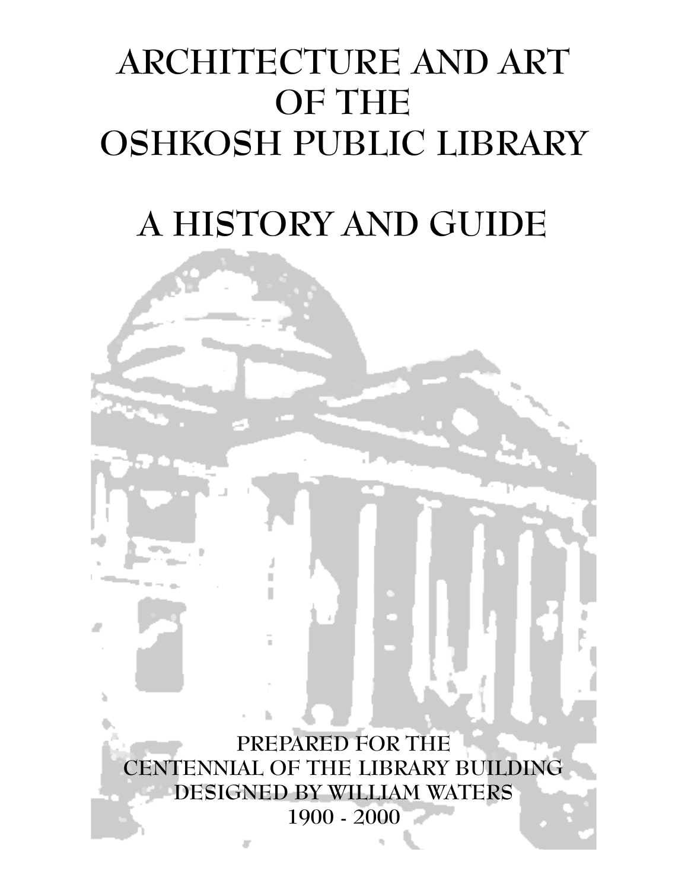# ARCHITECTURE AND ART OF THE OSHKOSH PUBLIC LIBRARY

# A HISTORY AND GUIDE

PREPARED FOR THE
CENTENNIAL OF THE LIBRARY BUILDING
DESIGNED BY WILLIAM WATERS
1900 - 2000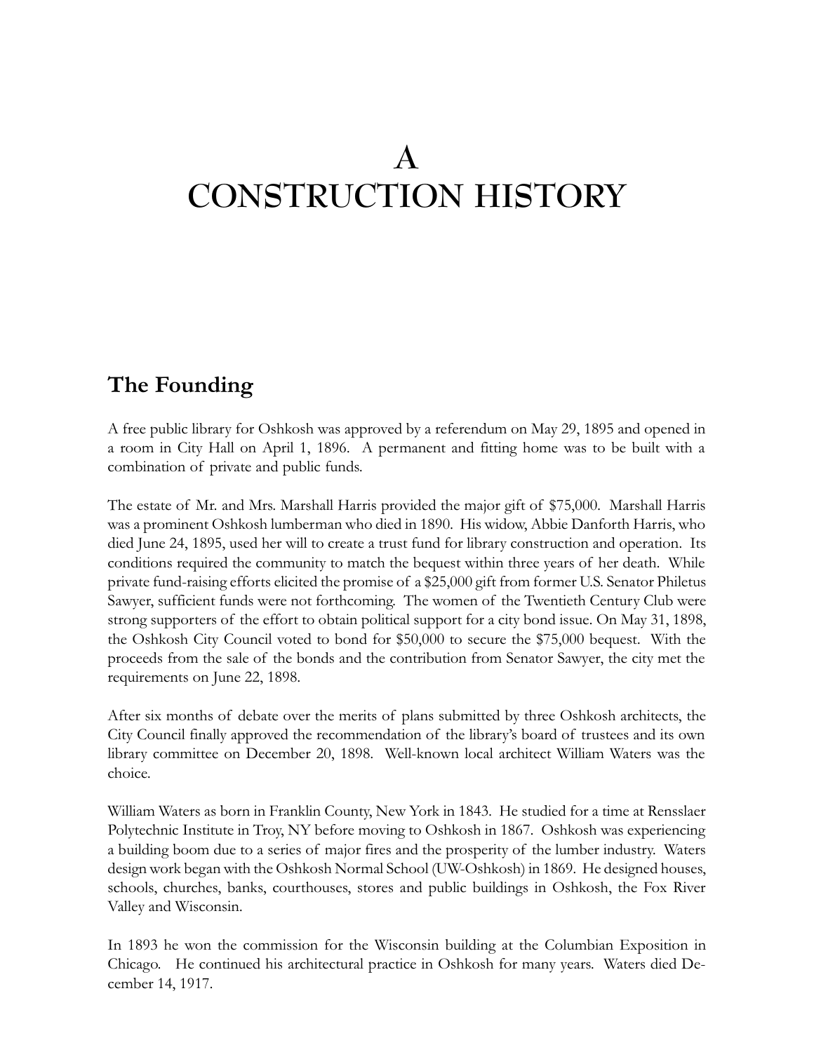# A CONSTRUCTION HISTORY

## The Founding

A free public library for Oshkosh was approved by a referendum on May 29, 1895 and opened in a room in City Hall on April 1, 1896. A permanent and fitting home was to be built with a combination of private and public funds.

The estate of Mr. and Mrs. Marshall Harris provided the major gift of $75,000. Marshall Harris was a prominent Oshkosh lumberman who died in 1890. His widow, Abbie Danforth Harris, who died June 24, 1895, used her will to create a trust fund for library construction and operation. Its conditions required the community to match the bequest within three years of her death. While private fund-raising efforts elicited the promise of a $25,000 gift from former U.S. Senator Philetus Sawyer, sufficient funds were not forthcoming. The women of the Twentieth Century Club were strong supporters of the effort to obtain political support for a city bond issue. On May 31, 1898, the Oshkosh City Council voted to bond for $50,000 to secure the $75,000 bequest. With the proceeds from the sale of the bonds and the contribution from Senator Sawyer, the city met the requirements on June 22, 1898.

After six months of debate over the merits of plans submitted by three Oshkosh architects, the City Council finally approved the recommendation of the library's board of trustees and its own library committee on December 20, 1898. Well-known local architect William Waters was the choice.

William Waters as born in Franklin County, New York in 1843. He studied for a time at Rensslaer Polytechnic Institute in Troy, NY before moving to Oshkosh in 1867. Oshkosh was experiencing a building boom due to a series of major fires and the prosperity of the lumber industry. Waters design work began with the Oshkosh Normal School (UW-Oshkosh) in 1869. He designed houses, schools, churches, banks, courthouses, stores and public buildings in Oshkosh, the Fox River Valley and Wisconsin.

In 1893 he won the commission for the Wisconsin building at the Columbian Exposition in Chicago. He continued his architectural practice in Oshkosh for many years. Waters died December 14, 1917.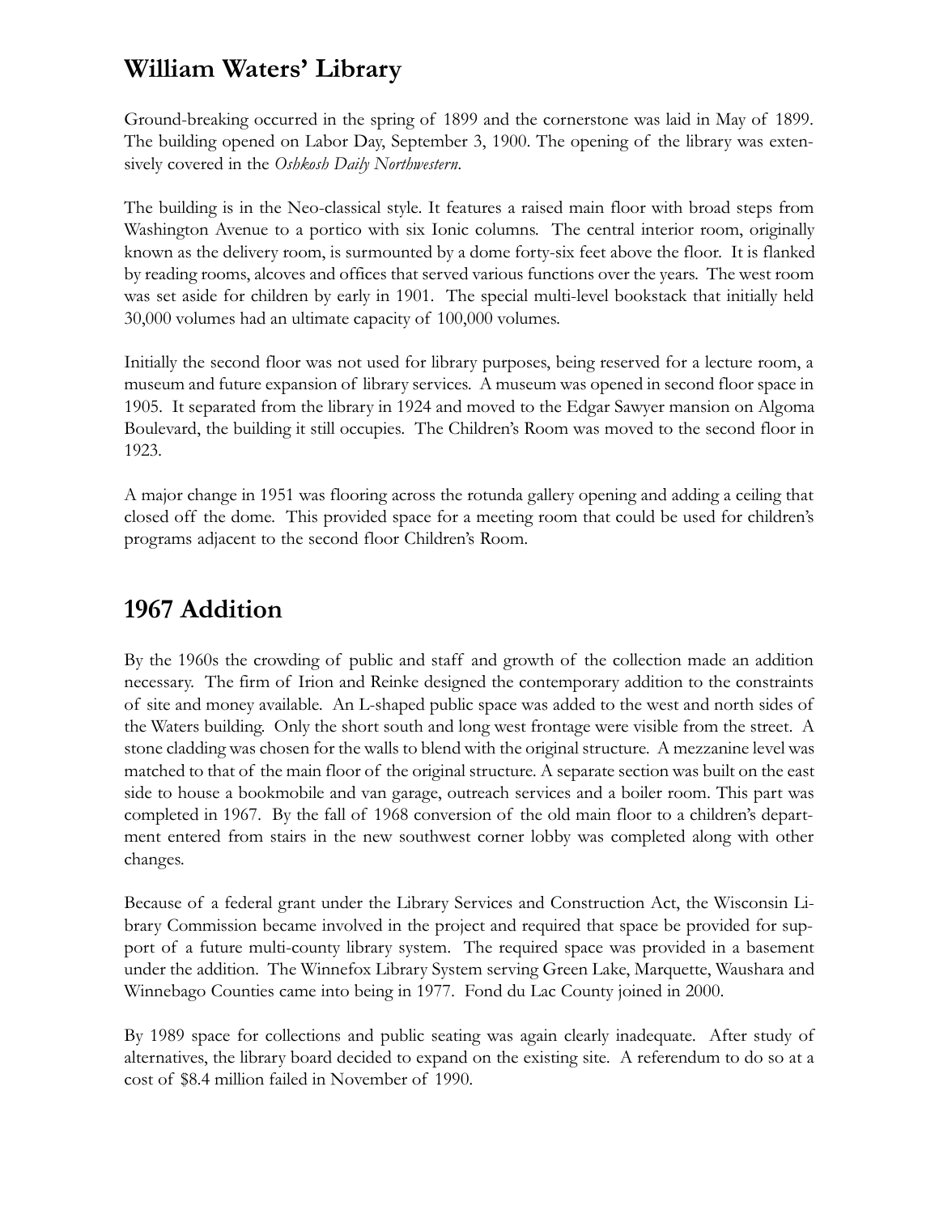## William Waters' Library

Ground-breaking occurred in the spring of 1899 and the cornerstone was laid in May of 1899. The building opened on Labor Day, September 3, 1900. The opening of the library was extensively covered in the *Oshkosh Daily Northwestern*.

The building is in the Neo-classical style. It features a raised main floor with broad steps from Washington Avenue to a portico with six Ionic columns. The central interior room, originally known as the delivery room, is surmounted by a dome forty-six feet above the floor. It is flanked by reading rooms, alcoves and offices that served various functions over the years. The west room was set aside for children by early in 1901. The special multi-level bookstack that initially held 30,000 volumes had an ultimate capacity of 100,000 volumes.

Initially the second floor was not used for library purposes, being reserved for a lecture room, a museum and future expansion of library services. A museum was opened in second floor space in 1905. It separated from the library in 1924 and moved to the Edgar Sawyer mansion on Algoma Boulevard, the building it still occupies. The Children's Room was moved to the second floor in 1923.

A major change in 1951 was flooring across the rotunda gallery opening and adding a ceiling that closed off the dome. This provided space for a meeting room that could be used for children's programs adjacent to the second floor Children's Room.

## 1967 Addition

By the 1960s the crowding of public and staff and growth of the collection made an addition necessary. The firm of Irion and Reinke designed the contemporary addition to the constraints of site and money available. An L-shaped public space was added to the west and north sides of the Waters building. Only the short south and long west frontage were visible from the street. A stone cladding was chosen for the walls to blend with the original structure. A mezzanine level was matched to that of the main floor of the original structure. A separate section was built on the east side to house a bookmobile and van garage, outreach services and a boiler room. This part was completed in 1967. By the fall of 1968 conversion of the old main floor to a children's department entered from stairs in the new southwest corner lobby was completed along with other changes.

Because of a federal grant under the Library Services and Construction Act, the Wisconsin Library Commission became involved in the project and required that space be provided for support of a future multi-county library system. The required space was provided in a basement under the addition. The Winnefox Library System serving Green Lake, Marquette, Waushara and Winnebago Counties came into being in 1977. Fond du Lac County joined in 2000.

By 1989 space for collections and public seating was again clearly inadequate. After study of alternatives, the library board decided to expand on the existing site. A referendum to do so at a cost of $8.4 million failed in November of 1990.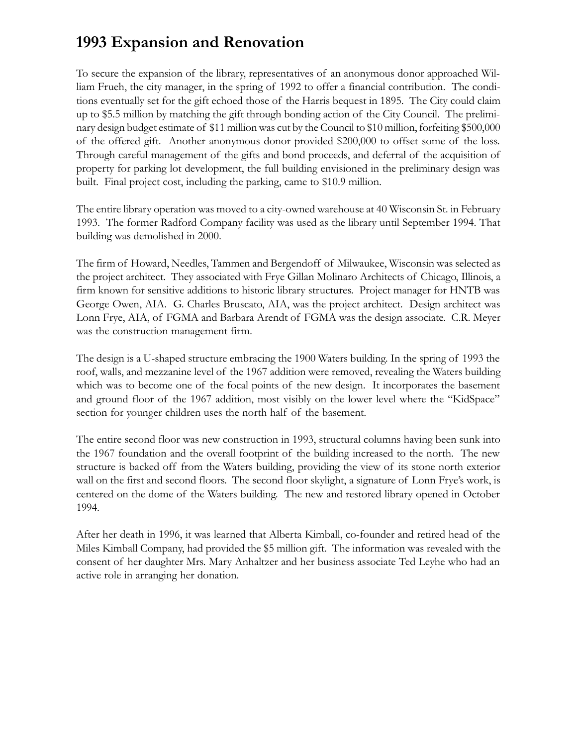## 1993 Expansion and Renovation

To secure the expansion of the library, representatives of an anonymous donor approached William Frueh, the city manager, in the spring of 1992 to offer a financial contribution. The conditions eventually set for the gift echoed those of the Harris bequest in 1895. The City could claim up to $5.5 million by matching the gift through bonding action of the City Council. The preliminary design budget estimate of $11 million was cut by the Council to $10 million, forfeiting $500,000 of the offered gift. Another anonymous donor provided $200,000 to offset some of the loss. Through careful management of the gifts and bond proceeds, and deferral of the acquisition of property for parking lot development, the full building envisioned in the preliminary design was built. Final project cost, including the parking, came to $10.9 million.

The entire library operation was moved to a city-owned warehouse at 40 Wisconsin St. in February 1993. The former Radford Company facility was used as the library until September 1994. That building was demolished in 2000.

The firm of Howard, Needles, Tammen and Bergendoff of Milwaukee, Wisconsin was selected as the project architect. They associated with Frye Gillan Molinaro Architects of Chicago, Illinois, a firm known for sensitive additions to historic library structures. Project manager for HNTB was George Owen, AIA. G. Charles Bruscato, AIA, was the project architect. Design architect was Lonn Frye, AIA, of FGMA and Barbara Arendt of FGMA was the design associate. C.R. Meyer was the construction management firm.

The design is a U-shaped structure embracing the 1900 Waters building. In the spring of 1993 the roof, walls, and mezzanine level of the 1967 addition were removed, revealing the Waters building which was to become one of the focal points of the new design. It incorporates the basement and ground floor of the 1967 addition, most visibly on the lower level where the "KidSpace" section for younger children uses the north half of the basement.

The entire second floor was new construction in 1993, structural columns having been sunk into the 1967 foundation and the overall footprint of the building increased to the north. The new structure is backed off from the Waters building, providing the view of its stone north exterior wall on the first and second floors. The second floor skylight, a signature of Lonn Frye's work, is centered on the dome of the Waters building. The new and restored library opened in October 1994.

After her death in 1996, it was learned that Alberta Kimball, co-founder and retired head of the Miles Kimball Company, had provided the $5 million gift. The information was revealed with the consent of her daughter Mrs. Mary Anhaltzer and her business associate Ted Leyhe who had an active role in arranging her donation.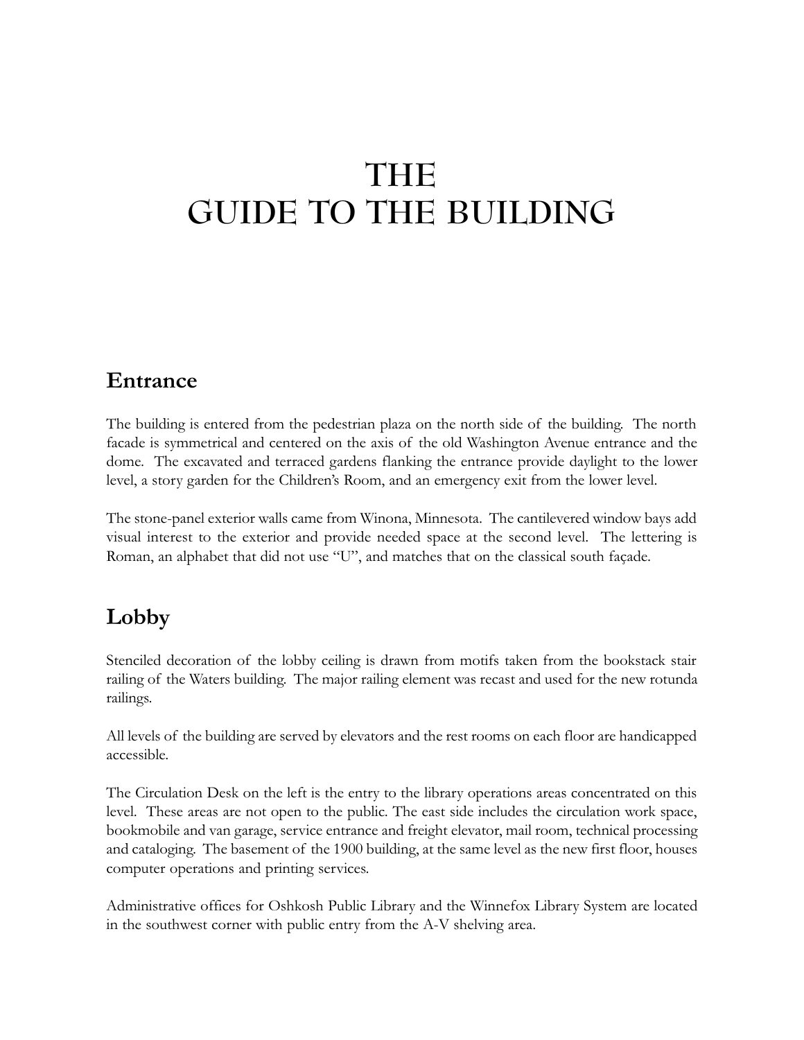# THE
# GUIDE TO THE BUILDING

## Entrance

The building is entered from the pedestrian plaza on the north side of the building. The north facade is symmetrical and centered on the axis of the old Washington Avenue entrance and the dome. The excavated and terraced gardens flanking the entrance provide daylight to the lower level, a story garden for the Children's Room, and an emergency exit from the lower level.

The stone-panel exterior walls came from Winona, Minnesota. The cantilevered window bays add visual interest to the exterior and provide needed space at the second level. The lettering is Roman, an alphabet that did not use "U", and matches that on the classical south façade.

## Lobby

Stenciled decoration of the lobby ceiling is drawn from motifs taken from the bookstack stair railing of the Waters building. The major railing element was recast and used for the new rotunda railings.

All levels of the building are served by elevators and the rest rooms on each floor are handicapped accessible.

The Circulation Desk on the left is the entry to the library operations areas concentrated on this level. These areas are not open to the public. The east side includes the circulation work space, bookmobile and van garage, service entrance and freight elevator, mail room, technical processing and cataloging. The basement of the 1900 building, at the same level as the new first floor, houses computer operations and printing services.

Administrative offices for Oshkosh Public Library and the Winnefox Library System are located in the southwest corner with public entry from the A-V shelving area.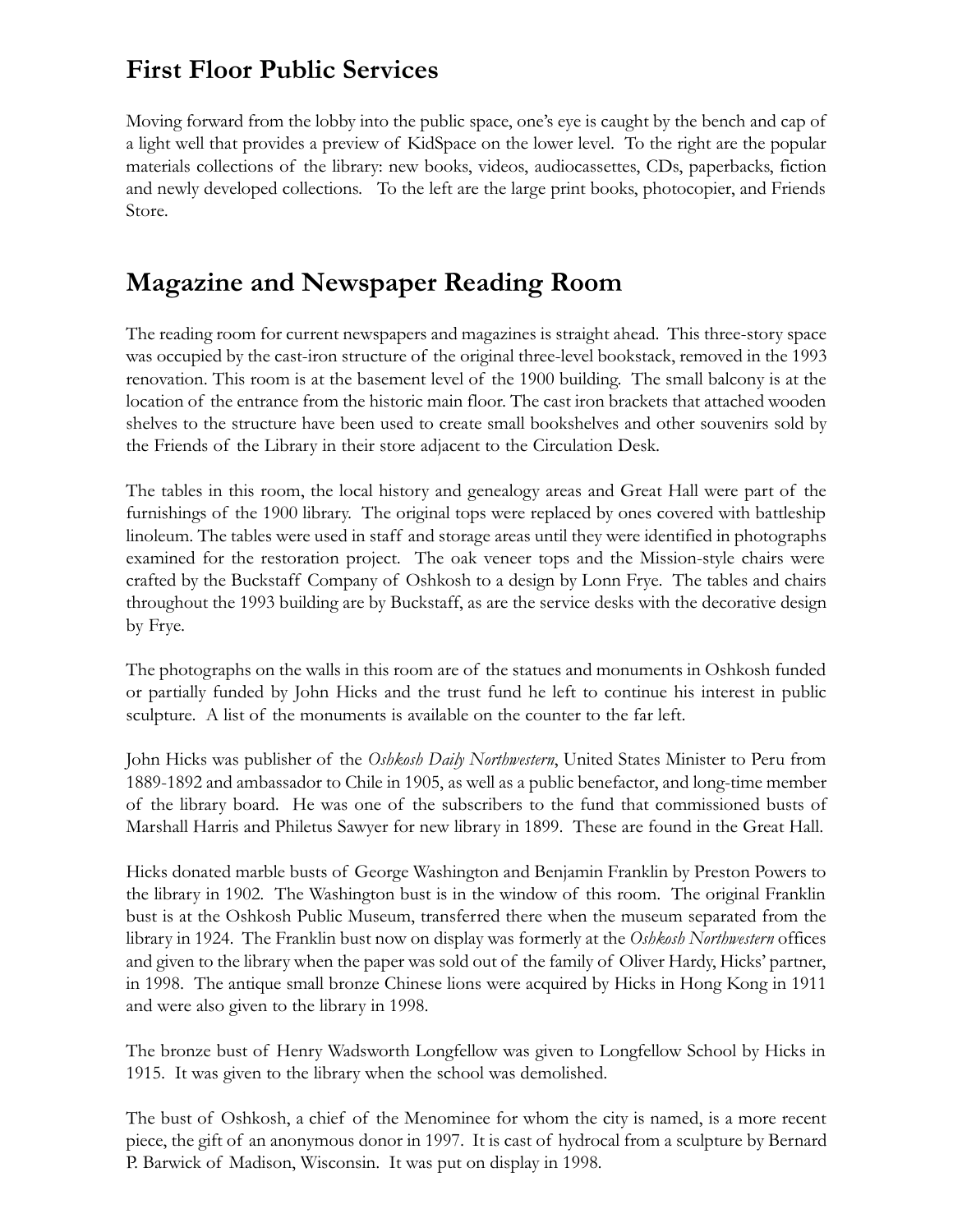## First Floor Public Services

Moving forward from the lobby into the public space, one's eye is caught by the bench and cap of a light well that provides a preview of KidSpace on the lower level. To the right are the popular materials collections of the library: new books, videos, audiocassettes, CDs, paperbacks, fiction and newly developed collections. To the left are the large print books, photocopier, and Friends Store.

## Magazine and Newspaper Reading Room

The reading room for current newspapers and magazines is straight ahead. This three-story space was occupied by the cast-iron structure of the original three-level bookstack, removed in the 1993 renovation. This room is at the basement level of the 1900 building. The small balcony is at the location of the entrance from the historic main floor. The cast iron brackets that attached wooden shelves to the structure have been used to create small bookshelves and other souvenirs sold by the Friends of the Library in their store adjacent to the Circulation Desk.

The tables in this room, the local history and genealogy areas and Great Hall were part of the furnishings of the 1900 library. The original tops were replaced by ones covered with battleship linoleum. The tables were used in staff and storage areas until they were identified in photographs examined for the restoration project. The oak veneer tops and the Mission-style chairs were crafted by the Buckstaff Company of Oshkosh to a design by Lonn Frye. The tables and chairs throughout the 1993 building are by Buckstaff, as are the service desks with the decorative design by Frye.

The photographs on the walls in this room are of the statues and monuments in Oshkosh funded or partially funded by John Hicks and the trust fund he left to continue his interest in public sculpture. A list of the monuments is available on the counter to the far left.

John Hicks was publisher of the *Oshkosh Daily Northwestern*, United States Minister to Peru from 1889-1892 and ambassador to Chile in 1905, as well as a public benefactor, and long-time member of the library board. He was one of the subscribers to the fund that commissioned busts of Marshall Harris and Philetus Sawyer for new library in 1899. These are found in the Great Hall.

Hicks donated marble busts of George Washington and Benjamin Franklin by Preston Powers to the library in 1902. The Washington bust is in the window of this room. The original Franklin bust is at the Oshkosh Public Museum, transferred there when the museum separated from the library in 1924. The Franklin bust now on display was formerly at the *Oshkosh Northwestern* offices and given to the library when the paper was sold out of the family of Oliver Hardy, Hicks' partner, in 1998. The antique small bronze Chinese lions were acquired by Hicks in Hong Kong in 1911 and were also given to the library in 1998.

The bronze bust of Henry Wadsworth Longfellow was given to Longfellow School by Hicks in 1915. It was given to the library when the school was demolished.

The bust of Oshkosh, a chief of the Menominee for whom the city is named, is a more recent piece, the gift of an anonymous donor in 1997. It is cast of hydrocal from a sculpture by Bernard P. Barwick of Madison, Wisconsin. It was put on display in 1998.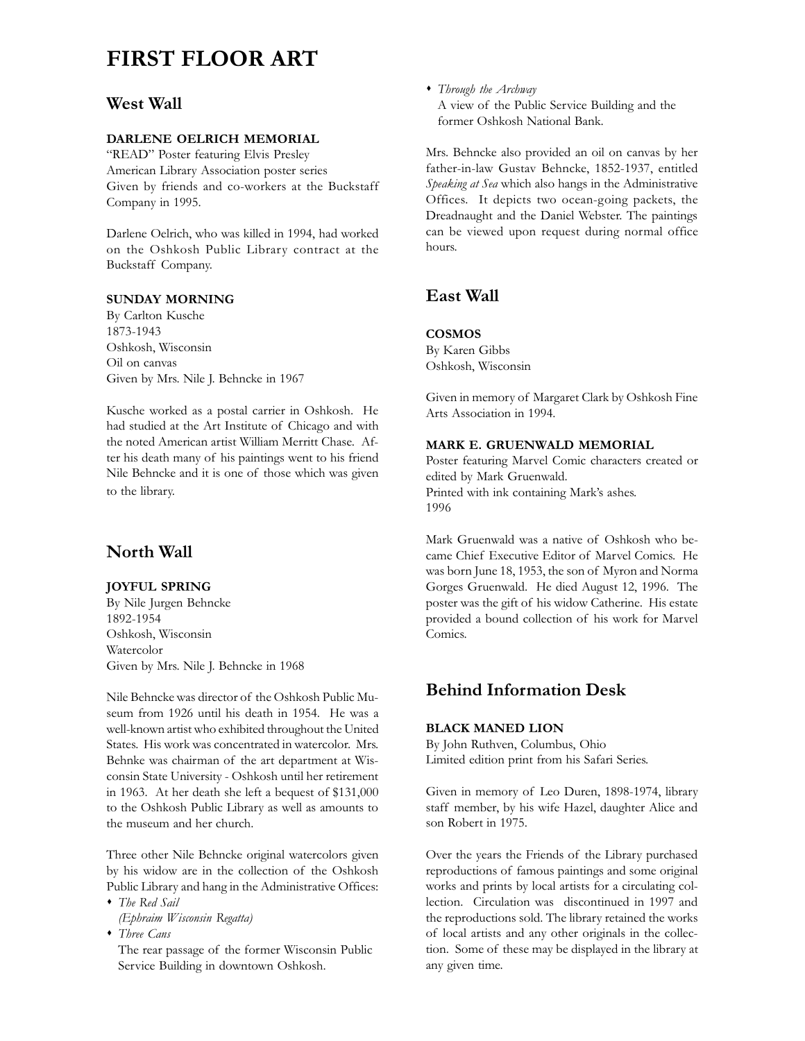# FIRST FLOOR ART

## West Wall

### DARLENE OELRICH MEMORIAL

"READ" Poster featuring Elvis Presley
American Library Association poster series
Given by friends and co-workers at the Buckstaff Company in 1995.

Darlene Oelrich, who was killed in 1994, had worked on the Oshkosh Public Library contract at the Buckstaff Company.

### SUNDAY MORNING

By Carlton Kusche
1873-1943
Oshkosh, Wisconsin
Oil on canvas
Given by Mrs. Nile J. Behncke in 1967

Kusche worked as a postal carrier in Oshkosh. He had studied at the Art Institute of Chicago and with the noted American artist William Merritt Chase. After his death many of his paintings went to his friend Nile Behncke and it is one of those which was given to the library.

## North Wall

### JOYFUL SPRING

By Nile Jurgen Behncke
1892-1954
Oshkosh, Wisconsin
Watercolor
Given by Mrs. Nile J. Behncke in 1968

Nile Behncke was director of the Oshkosh Public Museum from 1926 until his death in 1954. He was a well-known artist who exhibited throughout the United States. His work was concentrated in watercolor. Mrs. Behnke was chairman of the art department at Wisconsin State University - Oshkosh until her retirement in 1963. At her death she left a bequest of $131,000 to the Oshkosh Public Library as well as amounts to the museum and her church.

Three other Nile Behncke original watercolors given by his widow are in the collection of the Oshkosh Public Library and hang in the Administrative Offices:

- *The Red Sail*
  *(Ephraim Wisconsin Regatta)*
- *Three Cans*
  The rear passage of the former Wisconsin Public Service Building in downtown Oshkosh.
- *Through the Archway*
  A view of the Public Service Building and the former Oshkosh National Bank.

Mrs. Behncke also provided an oil on canvas by her father-in-law Gustav Behncke, 1852-1937, entitled *Speaking at Sea* which also hangs in the Administrative Offices. It depicts two ocean-going packets, the Dreadnaught and the Daniel Webster. The paintings can be viewed upon request during normal office hours.

## East Wall

### COSMOS

By Karen Gibbs
Oshkosh, Wisconsin

Given in memory of Margaret Clark by Oshkosh Fine Arts Association in 1994.

### MARK E. GRUENWALD MEMORIAL

Poster featuring Marvel Comic characters created or edited by Mark Gruenwald.
Printed with ink containing Mark's ashes.
1996

Mark Gruenwald was a native of Oshkosh who became Chief Executive Editor of Marvel Comics. He was born June 18, 1953, the son of Myron and Norma Gorges Gruenwald. He died August 12, 1996. The poster was the gift of his widow Catherine. His estate provided a bound collection of his work for Marvel Comics.

## Behind Information Desk

### BLACK MANED LION

By John Ruthven, Columbus, Ohio
Limited edition print from his Safari Series.

Given in memory of Leo Duren, 1898-1974, library staff member, by his wife Hazel, daughter Alice and son Robert in 1975.

Over the years the Friends of the Library purchased reproductions of famous paintings and some original works and prints by local artists for a circulating collection. Circulation was discontinued in 1997 and the reproductions sold. The library retained the works of local artists and any other originals in the collection. Some of these may be displayed in the library at any given time.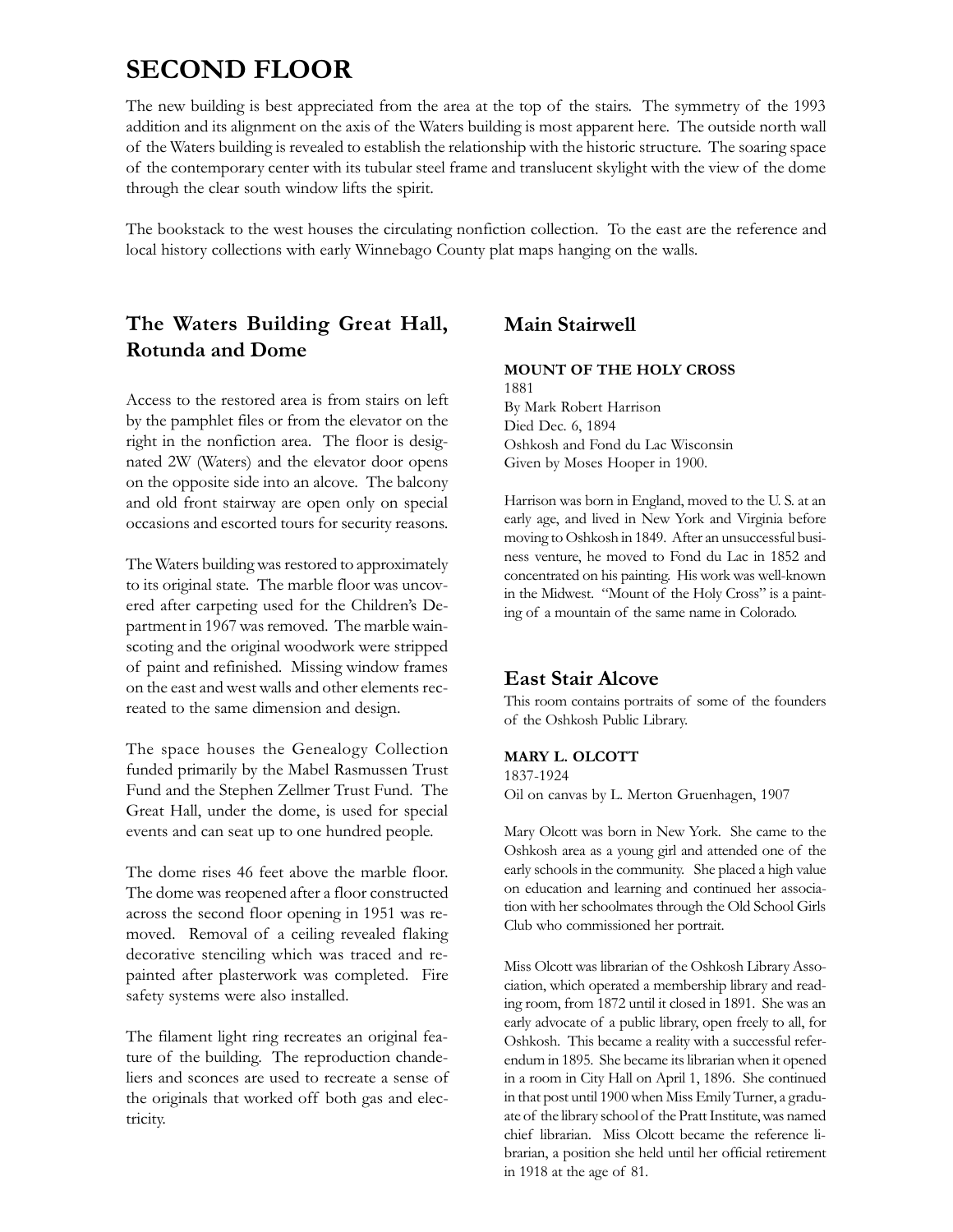# SECOND FLOOR

The new building is best appreciated from the area at the top of the stairs. The symmetry of the 1993 addition and its alignment on the axis of the Waters building is most apparent here. The outside north wall of the Waters building is revealed to establish the relationship with the historic structure. The soaring space of the contemporary center with its tubular steel frame and translucent skylight with the view of the dome through the clear south window lifts the spirit.

The bookstack to the west houses the circulating nonfiction collection. To the east are the reference and local history collections with early Winnebago County plat maps hanging on the walls.

## The Waters Building Great Hall, Rotunda and Dome

Access to the restored area is from stairs on left by the pamphlet files or from the elevator on the right in the nonfiction area. The floor is designated 2W (Waters) and the elevator door opens on the opposite side into an alcove. The balcony and old front stairway are open only on special occasions and escorted tours for security reasons.

The Waters building was restored to approximately to its original state. The marble floor was uncovered after carpeting used for the Children's Department in 1967 was removed. The marble wainscoting and the original woodwork were stripped of paint and refinished. Missing window frames on the east and west walls and other elements recreated to the same dimension and design.

The space houses the Genealogy Collection funded primarily by the Mabel Rasmussen Trust Fund and the Stephen Zellmer Trust Fund. The Great Hall, under the dome, is used for special events and can seat up to one hundred people.

The dome rises 46 feet above the marble floor. The dome was reopened after a floor constructed across the second floor opening in 1951 was removed. Removal of a ceiling revealed flaking decorative stenciling which was traced and repainted after plasterwork was completed. Fire safety systems were also installed.

The filament light ring recreates an original feature of the building. The reproduction chandeliers and sconces are used to recreate a sense of the originals that worked off both gas and electricity.

## Main Stairwell

**MOUNT OF THE HOLY CROSS**
1881
By Mark Robert Harrison
Died Dec. 6, 1894
Oshkosh and Fond du Lac Wisconsin
Given by Moses Hooper in 1900.

Harrison was born in England, moved to the U. S. at an early age, and lived in New York and Virginia before moving to Oshkosh in 1849. After an unsuccessful business venture, he moved to Fond du Lac in 1852 and concentrated on his painting. His work was well-known in the Midwest. "Mount of the Holy Cross" is a painting of a mountain of the same name in Colorado.

## East Stair Alcove

This room contains portraits of some of the founders of the Oshkosh Public Library.

**MARY L. OLCOTT**
1837-1924
Oil on canvas by L. Merton Gruenhagen, 1907

Mary Olcott was born in New York. She came to the Oshkosh area as a young girl and attended one of the early schools in the community. She placed a high value on education and learning and continued her association with her schoolmates through the Old School Girls Club who commissioned her portrait.

Miss Olcott was librarian of the Oshkosh Library Association, which operated a membership library and reading room, from 1872 until it closed in 1891. She was an early advocate of a public library, open freely to all, for Oshkosh. This became a reality with a successful referendum in 1895. She became its librarian when it opened in a room in City Hall on April 1, 1896. She continued in that post until 1900 when Miss Emily Turner, a graduate of the library school of the Pratt Institute, was named chief librarian. Miss Olcott became the reference librarian, a position she held until her official retirement in 1918 at the age of 81.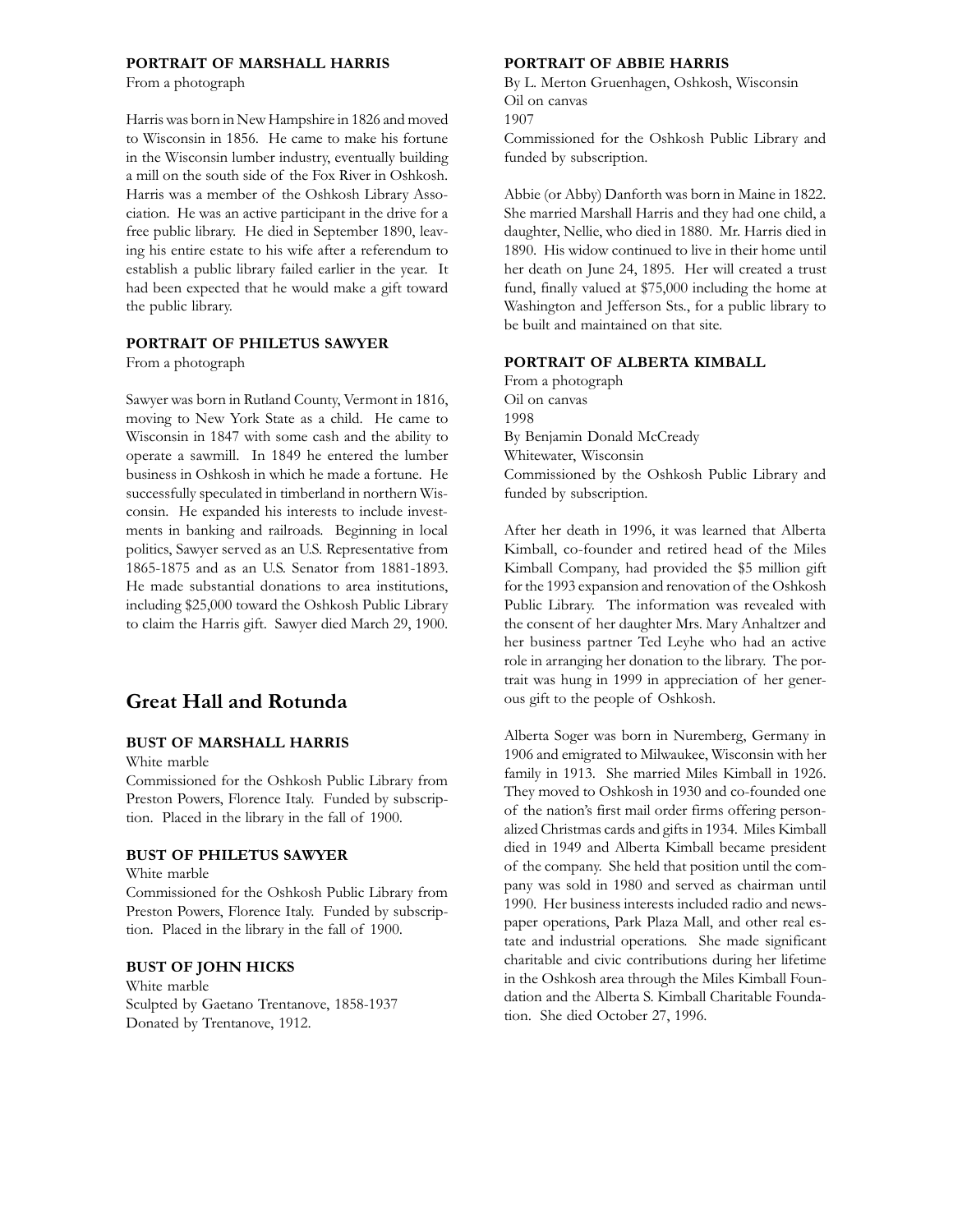**PORTRAIT OF MARSHALL HARRIS**

From a photograph

Harris was born in New Hampshire in 1826 and moved to Wisconsin in 1856. He came to make his fortune in the Wisconsin lumber industry, eventually building a mill on the south side of the Fox River in Oshkosh. Harris was a member of the Oshkosh Library Association. He was an active participant in the drive for a free public library. He died in September 1890, leaving his entire estate to his wife after a referendum to establish a public library failed earlier in the year. It had been expected that he would make a gift toward the public library.

**PORTRAIT OF PHILETUS SAWYER**

From a photograph

Sawyer was born in Rutland County, Vermont in 1816, moving to New York State as a child. He came to Wisconsin in 1847 with some cash and the ability to operate a sawmill. In 1849 he entered the lumber business in Oshkosh in which he made a fortune. He successfully speculated in timberland in northern Wisconsin. He expanded his interests to include investments in banking and railroads. Beginning in local politics, Sawyer served as an U.S. Representative from 1865-1875 and as an U.S. Senator from 1881-1893. He made substantial donations to area institutions, including $25,000 toward the Oshkosh Public Library to claim the Harris gift. Sawyer died March 29, 1900.

## Great Hall and Rotunda

**BUST OF MARSHALL HARRIS**

White marble

Commissioned for the Oshkosh Public Library from Preston Powers, Florence Italy. Funded by subscription. Placed in the library in the fall of 1900.

**BUST OF PHILETUS SAWYER**

White marble

Commissioned for the Oshkosh Public Library from Preston Powers, Florence Italy. Funded by subscription. Placed in the library in the fall of 1900.

**BUST OF JOHN HICKS**

White marble

Sculpted by Gaetano Trentanove, 1858-1937

Donated by Trentanove, 1912.

**PORTRAIT OF ABBIE HARRIS**

By L. Merton Gruenhagen, Oshkosh, Wisconsin

Oil on canvas

1907

Commissioned for the Oshkosh Public Library and funded by subscription.

Abbie (or Abby) Danforth was born in Maine in 1822. She married Marshall Harris and they had one child, a daughter, Nellie, who died in 1880. Mr. Harris died in 1890. His widow continued to live in their home until her death on June 24, 1895. Her will created a trust fund, finally valued at $75,000 including the home at Washington and Jefferson Sts., for a public library to be built and maintained on that site.

**PORTRAIT OF ALBERTA KIMBALL**

From a photograph

Oil on canvas

1998

By Benjamin Donald McCready

Whitewater, Wisconsin

Commissioned by the Oshkosh Public Library and funded by subscription.

After her death in 1996, it was learned that Alberta Kimball, co-founder and retired head of the Miles Kimball Company, had provided the $5 million gift for the 1993 expansion and renovation of the Oshkosh Public Library. The information was revealed with the consent of her daughter Mrs. Mary Anhaltzer and her business partner Ted Leyhe who had an active role in arranging her donation to the library. The portrait was hung in 1999 in appreciation of her generous gift to the people of Oshkosh.

Alberta Soger was born in Nuremberg, Germany in 1906 and emigrated to Milwaukee, Wisconsin with her family in 1913. She married Miles Kimball in 1926. They moved to Oshkosh in 1930 and co-founded one of the nation's first mail order firms offering personalized Christmas cards and gifts in 1934. Miles Kimball died in 1949 and Alberta Kimball became president of the company. She held that position until the company was sold in 1980 and served as chairman until 1990. Her business interests included radio and newspaper operations, Park Plaza Mall, and other real estate and industrial operations. She made significant charitable and civic contributions during her lifetime in the Oshkosh area through the Miles Kimball Foundation and the Alberta S. Kimball Charitable Foundation. She died October 27, 1996.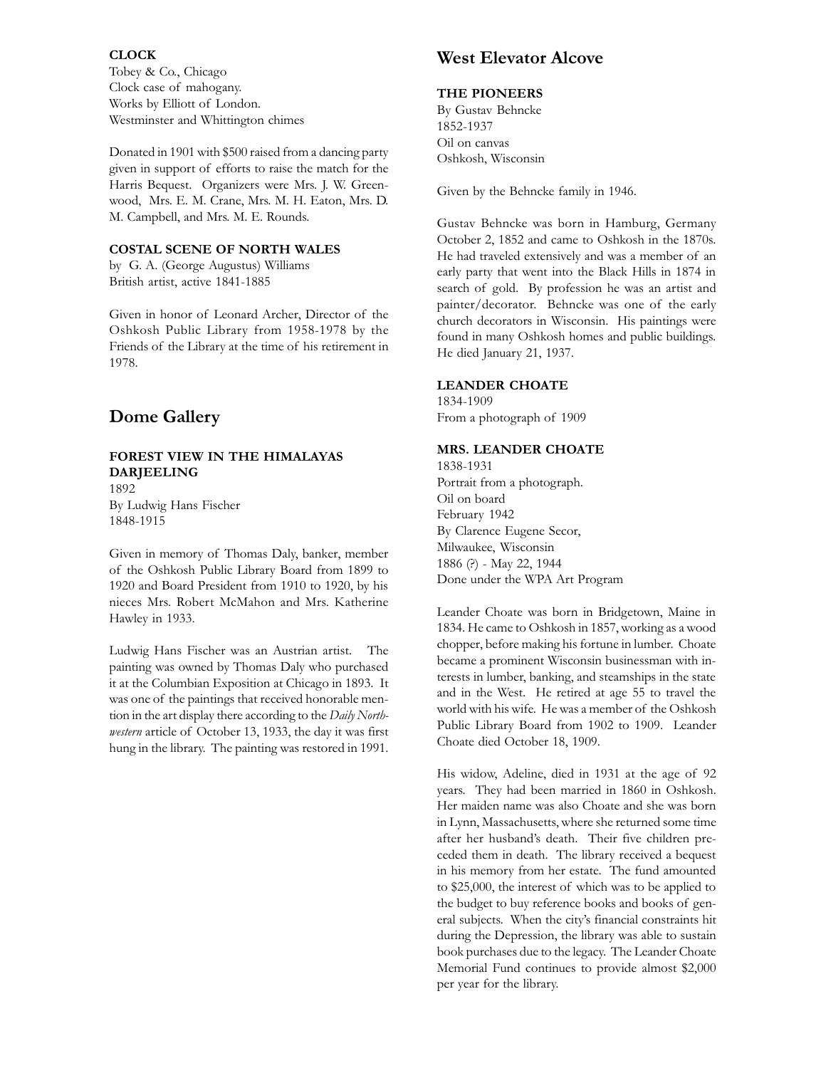**CLOCK**
Tobey & Co., Chicago
Clock case of mahogany.
Works by Elliott of London.
Westminster and Whittington chimes

Donated in 1901 with $500 raised from a dancing party given in support of efforts to raise the match for the Harris Bequest. Organizers were Mrs. J. W. Greenwood, Mrs. E. M. Crane, Mrs. M. H. Eaton, Mrs. D. M. Campbell, and Mrs. M. E. Rounds.

**COSTAL SCENE OF NORTH WALES**
by G. A. (George Augustus) Williams
British artist, active 1841-1885

Given in honor of Leonard Archer, Director of the Oshkosh Public Library from 1958-1978 by the Friends of the Library at the time of his retirement in 1978.

## Dome Gallery

**FOREST VIEW IN THE HIMALAYAS DARJEELING**
1892
By Ludwig Hans Fischer
1848-1915

Given in memory of Thomas Daly, banker, member of the Oshkosh Public Library Board from 1899 to 1920 and Board President from 1910 to 1920, by his nieces Mrs. Robert McMahon and Mrs. Katherine Hawley in 1933.

Ludwig Hans Fischer was an Austrian artist. The painting was owned by Thomas Daly who purchased it at the Columbian Exposition at Chicago in 1893. It was one of the paintings that received honorable mention in the art display there according to the *Daily Northwestern* article of October 13, 1933, the day it was first hung in the library. The painting was restored in 1991.

## West Elevator Alcove

**THE PIONEERS**
By Gustav Behncke
1852-1937
Oil on canvas
Oshkosh, Wisconsin

Given by the Behncke family in 1946.

Gustav Behncke was born in Hamburg, Germany October 2, 1852 and came to Oshkosh in the 1870s. He had traveled extensively and was a member of an early party that went into the Black Hills in 1874 in search of gold. By profession he was an artist and painter/decorator. Behncke was one of the early church decorators in Wisconsin. His paintings were found in many Oshkosh homes and public buildings. He died January 21, 1937.

**LEANDER CHOATE**
1834-1909
From a photograph of 1909

**MRS. LEANDER CHOATE**
1838-1931
Portrait from a photograph.
Oil on board
February 1942
By Clarence Eugene Secor,
Milwaukee, Wisconsin
1886 (?) - May 22, 1944
Done under the WPA Art Program

Leander Choate was born in Bridgetown, Maine in 1834. He came to Oshkosh in 1857, working as a wood chopper, before making his fortune in lumber. Choate became a prominent Wisconsin businessman with interests in lumber, banking, and steamships in the state and in the West. He retired at age 55 to travel the world with his wife. He was a member of the Oshkosh Public Library Board from 1902 to 1909. Leander Choate died October 18, 1909.

His widow, Adeline, died in 1931 at the age of 92 years. They had been married in 1860 in Oshkosh. Her maiden name was also Choate and she was born in Lynn, Massachusetts, where she returned some time after her husband's death. Their five children preceded them in death. The library received a bequest in his memory from her estate. The fund amounted to $25,000, the interest of which was to be applied to the budget to buy reference books and books of general subjects. When the city's financial constraints hit during the Depression, the library was able to sustain book purchases due to the legacy. The Leander Choate Memorial Fund continues to provide almost $2,000 per year for the library.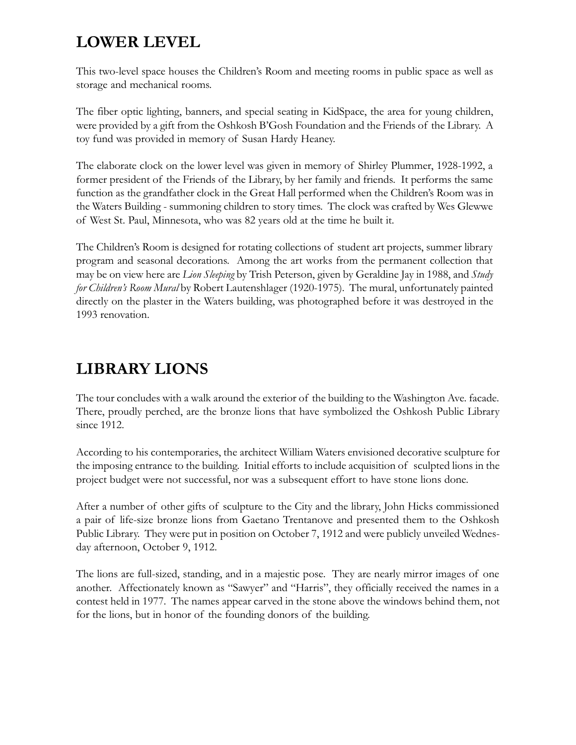## LOWER LEVEL

This two-level space houses the Children's Room and meeting rooms in public space as well as storage and mechanical rooms.

The fiber optic lighting, banners, and special seating in KidSpace, the area for young children, were provided by a gift from the Oshkosh B'Gosh Foundation and the Friends of the Library. A toy fund was provided in memory of Susan Hardy Heaney.

The elaborate clock on the lower level was given in memory of Shirley Plummer, 1928-1992, a former president of the Friends of the Library, by her family and friends. It performs the same function as the grandfather clock in the Great Hall performed when the Children's Room was in the Waters Building - summoning children to story times. The clock was crafted by Wes Glewwe of West St. Paul, Minnesota, who was 82 years old at the time he built it.

The Children's Room is designed for rotating collections of student art projects, summer library program and seasonal decorations. Among the art works from the permanent collection that may be on view here are *Lion Sleeping* by Trish Peterson, given by Geraldine Jay in 1988, and *Study for Children's Room Mural* by Robert Lautenshlager (1920-1975). The mural, unfortunately painted directly on the plaster in the Waters building, was photographed before it was destroyed in the 1993 renovation.

## LIBRARY LIONS

The tour concludes with a walk around the exterior of the building to the Washington Ave. facade. There, proudly perched, are the bronze lions that have symbolized the Oshkosh Public Library since 1912.

According to his contemporaries, the architect William Waters envisioned decorative sculpture for the imposing entrance to the building. Initial efforts to include acquisition of sculpted lions in the project budget were not successful, nor was a subsequent effort to have stone lions done.

After a number of other gifts of sculpture to the City and the library, John Hicks commissioned a pair of life-size bronze lions from Gaetano Trentanove and presented them to the Oshkosh Public Library. They were put in position on October 7, 1912 and were publicly unveiled Wednesday afternoon, October 9, 1912.

The lions are full-sized, standing, and in a majestic pose. They are nearly mirror images of one another. Affectionately known as "Sawyer" and "Harris", they officially received the names in a contest held in 1977. The names appear carved in the stone above the windows behind them, not for the lions, but in honor of the founding donors of the building.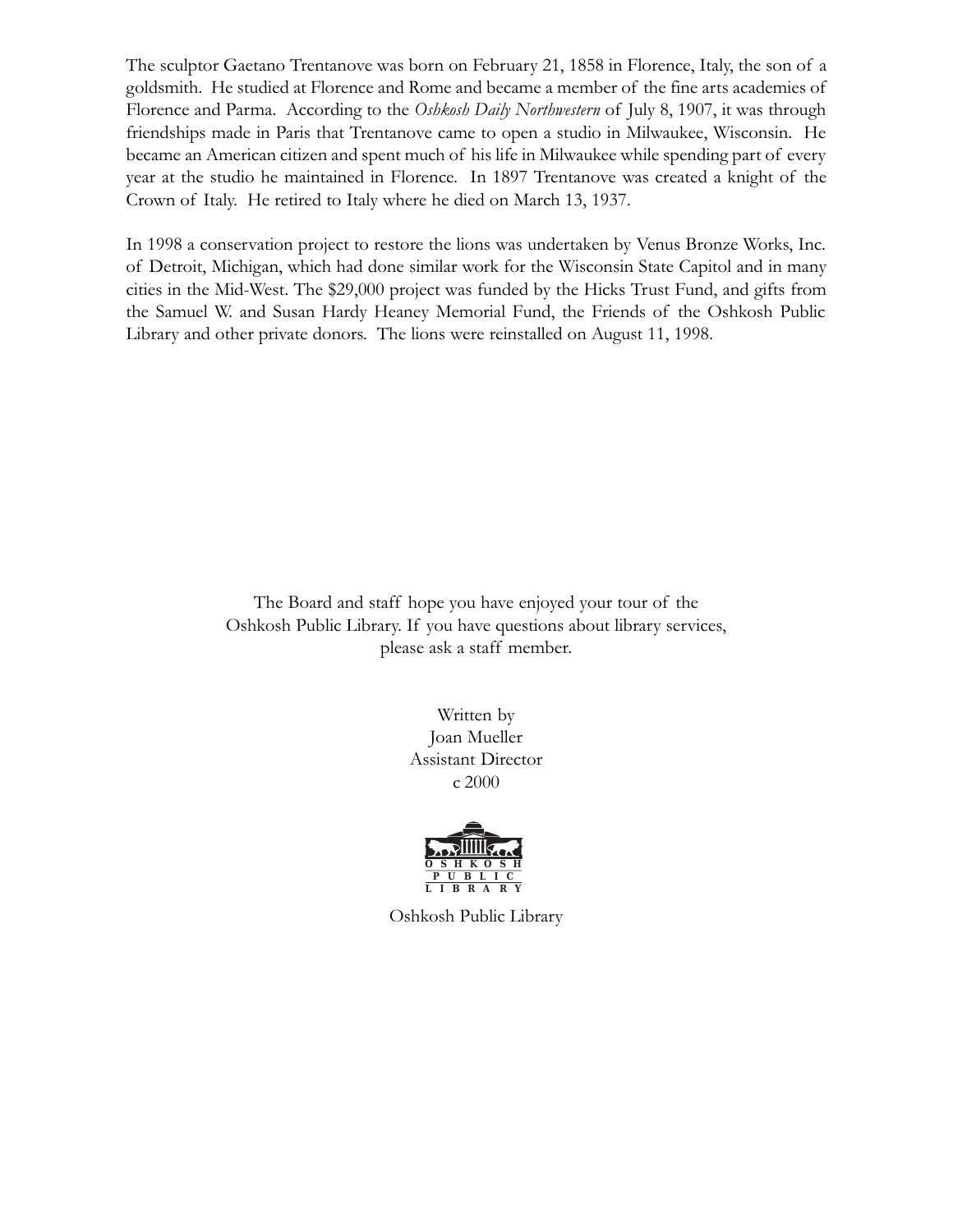The sculptor Gaetano Trentanove was born on February 21, 1858 in Florence, Italy, the son of a goldsmith. He studied at Florence and Rome and became a member of the fine arts academies of Florence and Parma. According to the *Oshkosh Daily Northwestern* of July 8, 1907, it was through friendships made in Paris that Trentanove came to open a studio in Milwaukee, Wisconsin. He became an American citizen and spent much of his life in Milwaukee while spending part of every year at the studio he maintained in Florence. In 1897 Trentanove was created a knight of the Crown of Italy. He retired to Italy where he died on March 13, 1937.

In 1998 a conservation project to restore the lions was undertaken by Venus Bronze Works, Inc. of Detroit, Michigan, which had done similar work for the Wisconsin State Capitol and in many cities in the Mid-West. The $29,000 project was funded by the Hicks Trust Fund, and gifts from the Samuel W. and Susan Hardy Heaney Memorial Fund, the Friends of the Oshkosh Public Library and other private donors. The lions were reinstalled on August 11, 1998.

The Board and staff hope you have enjoyed your tour of the Oshkosh Public Library. If you have questions about library services, please ask a staff member.

Written by
Joan Mueller
Assistant Director
c 2000

OSHKOSH PUBLIC LIBRARY

Oshkosh Public Library